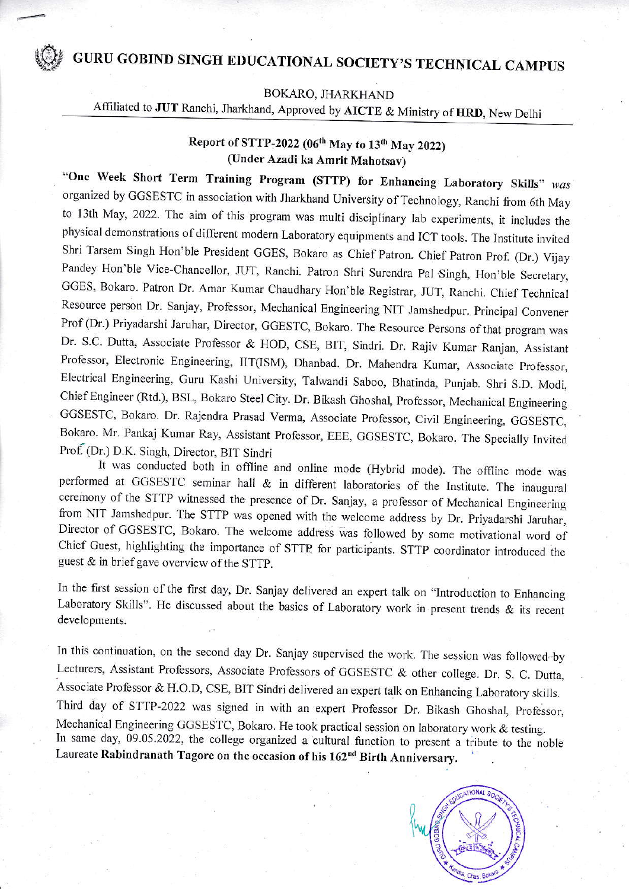# GURU GOBIND SINGH EDUCATIONAL SOCIETY'S TECHNICAL CAMPUS

BOKARO, JHARKHAND

Affiliated to **JUT** Ranchi, Jharkhand, Approved by **AICTE** & Ministry of **HRD**, New Delhi

## Report of STTP-2022 (06th May to 13th May 2022)
## (Under Azadi ka Amrit Mahotsav)

**"One Week Short Term Training Program (STTP) for Enhancing Laboratory Skills"** *was* organized by GGSESTC in association with Jharkhand University of Technology, Ranchi from 6th May to 13th May, 2022. The aim of this program was multi disciplinary lab experiments, it includes the physical demonstrations of different modern Laboratory equipments and ICT tools. The Institute invited Shri Tarsem Singh Hon'ble President GGES, Bokaro as Chief Patron. Chief Patron Prof. (Dr.) Vijay Pandey Hon'ble Vice-Chancellor, JUT, Ranchi. Patron Shri Surendra Pal Singh, Hon'ble Secretary, GGES, Bokaro. Patron Dr. Amar Kumar Chaudhary Hon'ble Registrar, JUT, Ranchi. Chief Technical Resource person Dr. Sanjay, Professor, Mechanical Engineering NIT Jamshedpur. Principal Convener Prof (Dr.) Priyadarshi Jaruhar, Director, GGESTC, Bokaro. The Resource Persons of that program was Dr. S.C. Dutta, Associate Professor & HOD, CSE, BIT, Sindri. Dr. Rajiv Kumar Ranjan, Assistant Professor, Electronic Engineering, IIT(ISM), Dhanbad. Dr. Mahendra Kumar, Associate Professor, Electrical Engineering, Guru Kashi University, Talwandi Saboo, Bhatinda, Punjab. Shri S.D. Modi, Chief Engineer (Rtd.), BSL, Bokaro Steel City. Dr. Bikash Ghoshal, Professor, Mechanical Engineering GGSESTC, Bokaro. Dr. Rajendra Prasad Verma, Associate Professor, Civil Engineering, GGSESTC, Bokaro. Mr. Pankaj Kumar Ray, Assistant Professor, EEE, GGSESTC, Bokaro. The Specially Invited Prof. (Dr.) D.K. Singh, Director, BIT Sindri

It was conducted both in offline and online mode (Hybrid mode). The offline mode was performed at GGSESTC seminar hall & in different laboratories of the Institute. The inaugural ceremony of the STTP witnessed the presence of Dr. Sanjay, a professor of Mechanical Engineering from NIT Jamshedpur. The STTP was opened with the welcome address by Dr. Priyadarshi Jaruhar, Director of GGSESTC, Bokaro. The welcome address was followed by some motivational word of Chief Guest, highlighting the importance of STTP for participants. STTP coordinator introduced the guest & in brief gave overview of the STTP.

In the first session of the first day, Dr. Sanjay delivered an expert talk on "Introduction to Enhancing Laboratory Skills". He discussed about the basics of Laboratory work in present trends & its recent developments.

In this continuation, on the second day Dr. Sanjay supervised the work. The session was followed by Lecturers, Assistant Professors, Associate Professors of GGSESTC & other college. Dr. S. C. Dutta, Associate Professor & H.O.D, CSE, BIT Sindri delivered an expert talk on Enhancing Laboratory skills. Third day of STTP-2022 was signed in with an expert Professor Dr. Bikash Ghoshal, Professor, Mechanical Engineering GGSESTC, Bokaro. He took practical session on laboratory work & testing. In same day, 09.05.2022, the college organized a cultural function to present a tribute to the noble Laureate **Rabindranath Tagore on the occasion of his 162nd Birth Anniversary.**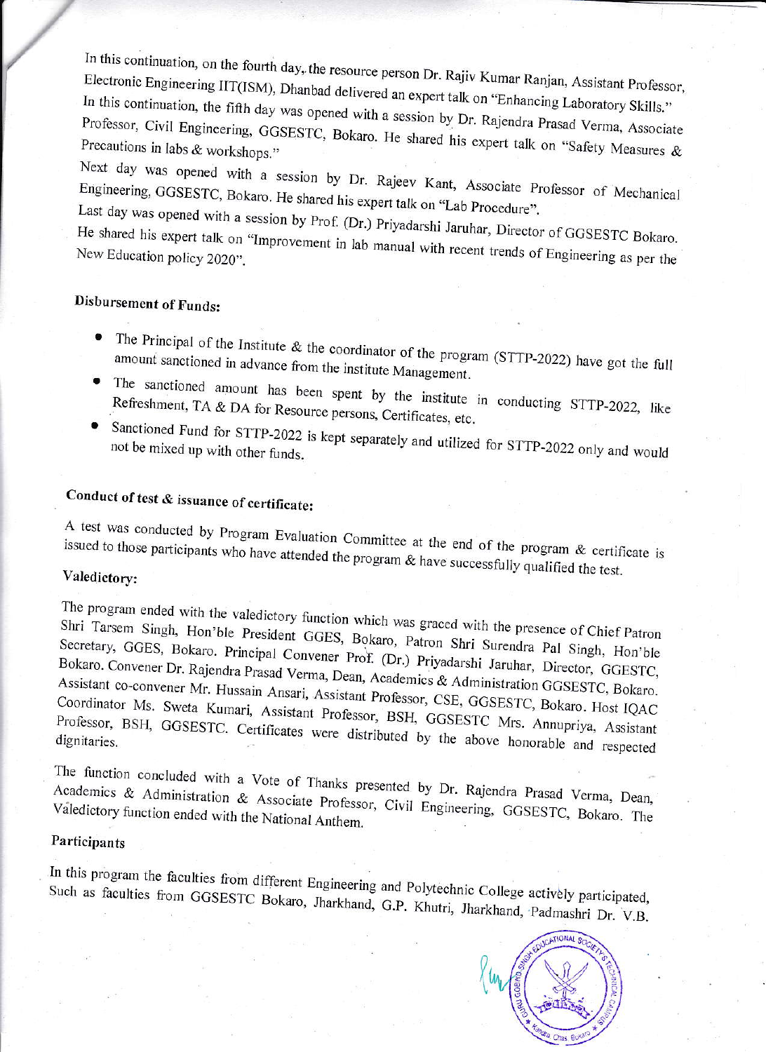In this continuation, on the fourth day, the resource person Dr. Rajiv Kumar Ranjan, Assistant Professor, Electronic Engineering IIT(ISM), Dhanbad delivered an expert talk on "Enhancing Laboratory Skills." In this continuation, the fifth day was opened with a session by Dr. Rajendra Prasad Verma, Associate Professor, Civil Engineering, GGSESTC, Bokaro. He shared his expert talk on "Safety Measures & Precautions in labs & workshops."

Next day was opened with a session by Dr. Rajeev Kant, Associate Professor of Mechanical Engineering, GGSESTC, Bokaro. He shared his expert talk on "Lab Procedure".

Last day was opened with a session by Prof. (Dr.) Priyadarshi Jaruhar, Director of GGSESTC Bokaro. He shared his expert talk on "Improvement in lab manual with recent trends of Engineering as per the New Education policy 2020".

## Disbursement of Funds:

- The Principal of the Institute & the coordinator of the program (STTP-2022) have got the full amount sanctioned in advance from the institute Management.
- The sanctioned amount has been spent by the institute in conducting STTP-2022, like Refreshment, TA & DA for Resource persons, Certificates, etc.
- Sanctioned Fund for STTP-2022 is kept separately and utilized for STTP-2022 only and would not be mixed up with other funds.

## Conduct of test & issuance of certificate:

A test was conducted by Program Evaluation Committee at the end of the program & certificate is issued to those participants who have attended the program & have successfully qualified the test.

## Valedictory:

The program ended with the valedictory function which was graced with the presence of Chief Patron Shri Tarsem Singh, Hon'ble President GGES, Bokaro, Patron Shri Surendra Pal Singh, Hon'ble Secretary, GGES, Bokaro. Principal Convener Prof. (Dr.) Priyadarshi Jaruhar, Director, GGESTC, Bokaro. Convener Dr. Rajendra Prasad Verma, Dean, Academics & Administration GGSESTC, Bokaro. Assistant co-convener Mr. Hussain Ansari, Assistant Professor, CSE, GGSESTC, Bokaro. Host IQAC Coordinator Ms. Sweta Kumari, Assistant Professor, BSH, GGSESTC Mrs. Annupriya, Assistant Professor, BSH, GGSESTC. Certificates were distributed by the above honorable and respected dignitaries.

The function concluded with a Vote of Thanks presented by Dr. Rajendra Prasad Verma, Dean, Academics & Administration & Associate Professor, Civil Engineering, GGSESTC, Bokaro. The Valedictory function ended with the National Anthem.

## Participants

In this program the faculties from different Engineering and Polytechnic College actively participated, Such as faculties from GGSESTC Bokaro, Jharkhand, G.P. Khutri, Jharkhand, Padmashri Dr. V.B.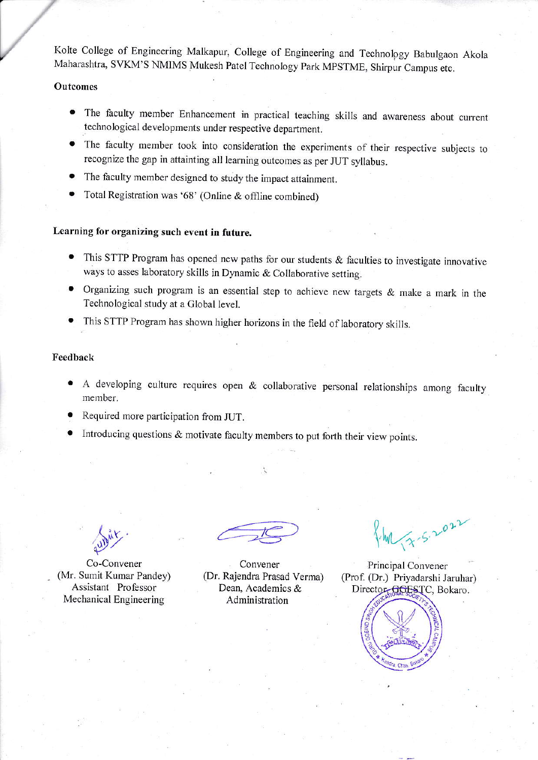Kolte College of Engineering Malkapur, College of Engineering and Technology Babulgaon Akola Maharashtra, SVKM'S NMIMS Mukesh Patel Technology Park MPSTME, Shirpur Campus etc.

**Outcomes**

- The faculty member Enhancement in practical teaching skills and awareness about current technological developments under respective department.
- The faculty member took into consideration the experiments of their respective subjects to recognize the gap in attainting all learning outcomes as per JUT syllabus.
- The faculty member designed to study the impact attainment.
- Total Registration was '68' (Online & offline combined)

**Learning for organizing such event in future.**

- This STTP Program has opened new paths for our students & faculties to investigate innovative ways to asses laboratory skills in Dynamic & Collaborative setting.
- Organizing such program is an essential step to achieve new targets & make a mark in the Technological study at a Global level.
- This STTP Program has shown higher horizons in the field of laboratory skills.

**Feedback**

- A developing culture requires open & collaborative personal relationships among faculty member.
- Required more participation from JUT.
- Introducing questions & motivate faculty members to put forth their view points.

| | | |
|---|---|---|
| Co-Convener | Convener | Principal Convener |
| (Mr. Sumit Kumar Pandey) | (Dr. Rajendra Prasad Verma) | (Prof. (Dr.) Priyadarshi Jaruhar) |
| Assistant Professor | Dean, Academics & | Director, GGSESTC, Bokaro. |
| Mechanical Engineering | Administration | 17-5-2022 |